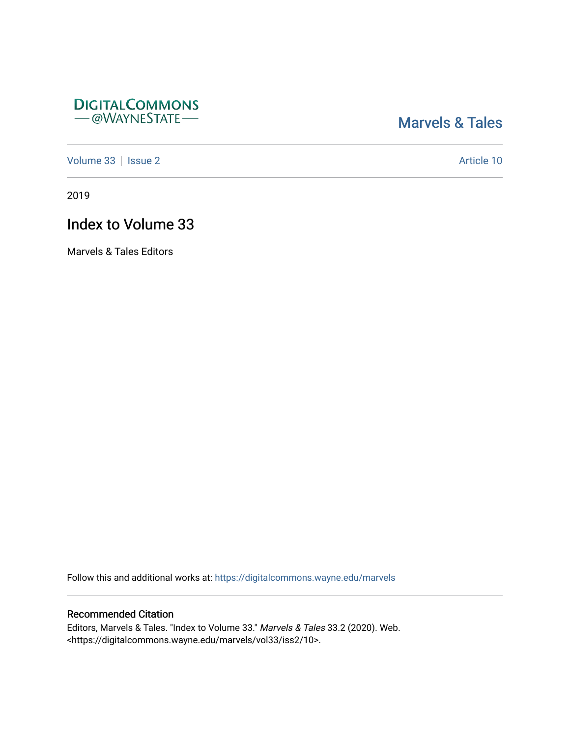DIGITALCOMMONS
— @WAYNESTATE —

Marvels & Tales

Volume 33 | Issue 2 Article 10

2019

# Index to Volume 33

Marvels & Tales Editors

Follow this and additional works at: https://digitalcommons.wayne.edu/marvels

## Recommended Citation

Editors, Marvels & Tales. "Index to Volume 33." *Marvels & Tales* 33.2 (2020). Web. <https://digitalcommons.wayne.edu/marvels/vol33/iss2/10>.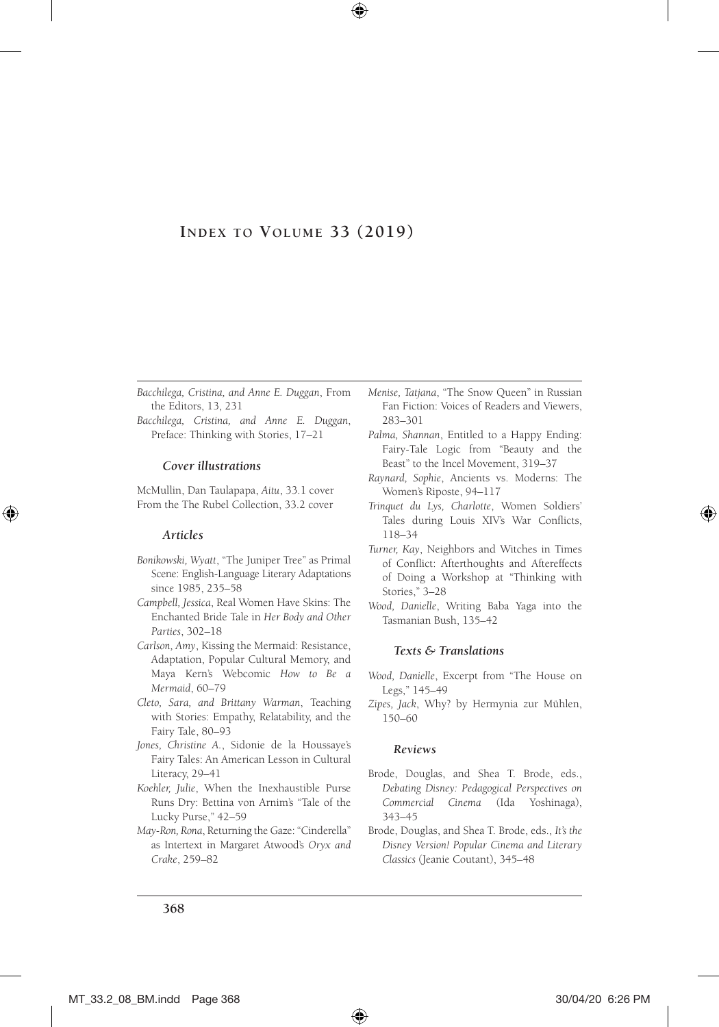# Index to Volume 33 (2019)

*Bacchilega, Cristina, and Anne E. Duggan*, From the Editors, 13, 231

*Bacchilega, Cristina, and Anne E. Duggan*, Preface: Thinking with Stories, 17–21

### *Cover illustrations*

McMullin, Dan Taulapapa, *Aitu*, 33.1 cover

From the The Rubel Collection, 33.2 cover

### *Articles*

*Bonikowski, Wyatt*, "The Juniper Tree" as Primal Scene: English-Language Literary Adaptations since 1985, 235–58

*Campbell, Jessica*, Real Women Have Skins: The Enchanted Bride Tale in *Her Body and Other Parties*, 302–18

*Carlson, Amy*, Kissing the Mermaid: Resistance, Adaptation, Popular Cultural Memory, and Maya Kern's Webcomic *How to Be a Mermaid*, 60–79

*Cleto, Sara, and Brittany Warman*, Teaching with Stories: Empathy, Relatability, and the Fairy Tale, 80–93

*Jones, Christine A.*, Sidonie de la Houssaye's Fairy Tales: An American Lesson in Cultural Literacy, 29–41

*Koehler, Julie*, When the Inexhaustible Purse Runs Dry: Bettina von Arnim's "Tale of the Lucky Purse," 42–59

*May-Ron, Rona*, Returning the Gaze: "Cinderella" as Intertext in Margaret Atwood's *Oryx and Crake*, 259–82

*Menise, Tatjana*, "The Snow Queen" in Russian Fan Fiction: Voices of Readers and Viewers, 283–301

*Palma, Shannan*, Entitled to a Happy Ending: Fairy-Tale Logic from "Beauty and the Beast" to the Incel Movement, 319–37

*Raynard, Sophie*, Ancients vs. Moderns: The Women's Riposte, 94–117

*Trinquet du Lys, Charlotte*, Women Soldiers' Tales during Louis XIV's War Conflicts, 118–34

*Turner, Kay*, Neighbors and Witches in Times of Conflict: Afterthoughts and Aftereffects of Doing a Workshop at "Thinking with Stories," 3–28

*Wood, Danielle*, Writing Baba Yaga into the Tasmanian Bush, 135–42

### *Texts & Translations*

*Wood, Danielle*, Excerpt from "The House on Legs," 145–49

*Zipes, Jack*, Why? by Hermynia zur Mühlen, 150–60

### *Reviews*

Brode, Douglas, and Shea T. Brode, eds., *Debating Disney: Pedagogical Perspectives on Commercial Cinema* (Ida Yoshinaga), 343–45

Brode, Douglas, and Shea T. Brode, eds., *It's the Disney Version! Popular Cinema and Literary Classics* (Jeanie Coutant), 345–48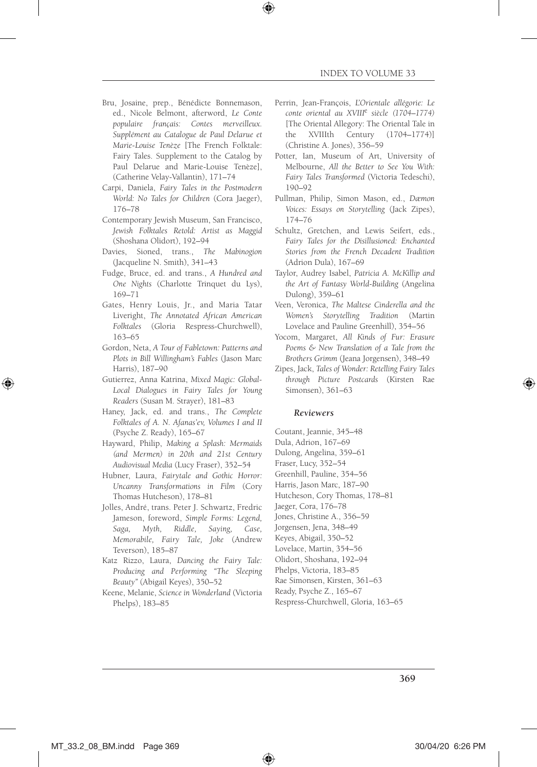Bru, Josaine, prep., Bénédicte Bonnemason, ed., Nicole Belmont, afterword, *Le Conte populaire français: Contes merveilleux. Supplément au Catalogue de Paul Delarue et Marie-Louise Tenèze* [The French Folktale: Fairy Tales. Supplement to the Catalog by Paul Delarue and Marie-Louise Tenèze], (Catherine Velay-Vallantin), 171–74

Carpi, Daniela, *Fairy Tales in the Postmodern World: No Tales for Children* (Cora Jaeger), 176–78

Contemporary Jewish Museum, San Francisco, *Jewish Folktales Retold: Artist as Maggid* (Shoshana Olidort), 192–94

Davies, Sioned, trans., *The Mabinogion* (Jacqueline N. Smith), 341–43

Fudge, Bruce, ed. and trans., *A Hundred and One Nights* (Charlotte Trinquet du Lys), 169–71

Gates, Henry Louis, Jr., and Maria Tatar Liveright, *The Annotated African American Folktales* (Gloria Respress-Churchwell), 163–65

Gordon, Neta, *A Tour of Fabletown: Patterns and Plots in Bill Willingham's Fables* (Jason Marc Harris), 187–90

Gutierrez, Anna Katrina, *Mixed Magic: Global-Local Dialogues in Fairy Tales for Young Readers* (Susan M. Strayer), 181–83

Haney, Jack, ed. and trans., *The Complete Folktales of A. N. Afanas'ev, Volumes I and II* (Psyche Z. Ready), 165–67

Hayward, Philip, *Making a Splash: Mermaids (and Mermen) in 20th and 21st Century Audiovisual Media* (Lucy Fraser), 352–54

Hubner, Laura, *Fairytale and Gothic Horror: Uncanny Transformations in Film* (Cory Thomas Hutcheson), 178–81

Jolles, André, trans. Peter J. Schwartz, Fredric Jameson, foreword, *Simple Forms: Legend, Saga, Myth, Riddle, Saying, Case, Memorabile, Fairy Tale, Joke* (Andrew Teverson), 185–87

Katz Rizzo, Laura, *Dancing the Fairy Tale: Producing and Performing "The Sleeping Beauty"* (Abigail Keyes), 350–52

Keene, Melanie, *Science in Wonderland* (Victoria Phelps), 183–85

Perrin, Jean-François, *L'Orientale allégorie: Le conte oriental au XVIII*[e] *siècle (1704–1774)* [The Oriental Allegory: The Oriental Tale in the XVIIIth Century (1704–1774)] (Christine A. Jones), 356–59

Potter, Ian, Museum of Art, University of Melbourne, *All the Better to See You With: Fairy Tales Transformed* (Victoria Tedeschi), 190–92

Pullman, Philip, Simon Mason, ed., *Dæmon Voices: Essays on Storytelling* (Jack Zipes), 174–76

Schultz, Gretchen, and Lewis Seifert, eds., *Fairy Tales for the Disillusioned: Enchanted Stories from the French Decadent Tradition* (Adrion Dula), 167–69

Taylor, Audrey Isabel, *Patricia A. McKillip and the Art of Fantasy World-Building* (Angelina Dulong), 359–61

Veen, Veronica, *The Maltese Cinderella and the Women's Storytelling Tradition* (Martin Lovelace and Pauline Greenhill), 354–56

Yocom, Margaret, *All Kinds of Fur: Erasure Poems & New Translation of a Tale from the Brothers Grimm* (Jeana Jorgensen), 348–49

Zipes, Jack, *Tales of Wonder: Retelling Fairy Tales through Picture Postcards* (Kirsten Rae Simonsen), 361–63

### *Reviewers*

Coutant, Jeannie, 345–48
Dula, Adrion, 167–69
Dulong, Angelina, 359–61
Fraser, Lucy, 352–54
Greenhill, Pauline, 354–56
Harris, Jason Marc, 187–90
Hutcheson, Cory Thomas, 178–81
Jaeger, Cora, 176–78
Jones, Christine A., 356–59
Jorgensen, Jena, 348–49
Keyes, Abigail, 350–52
Lovelace, Martin, 354–56
Olidort, Shoshana, 192–94
Phelps, Victoria, 183–85
Rae Simonsen, Kirsten, 361–63
Ready, Psyche Z., 165–67
Respress-Churchwell, Gloria, 163–65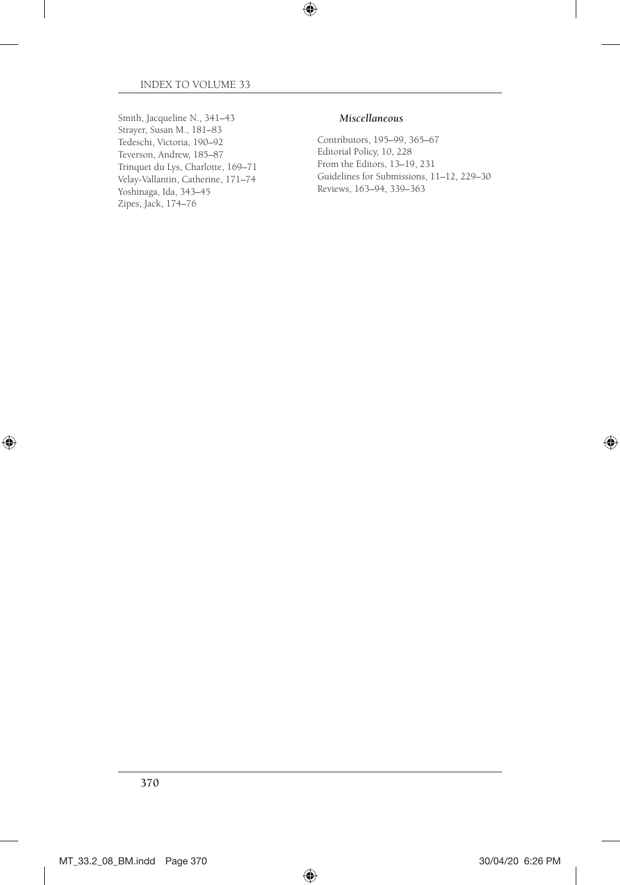Smith, Jacqueline N., 341–43
Strayer, Susan M., 181–83
Tedeschi, Victoria, 190–92
Teverson, Andrew, 185–87
Trinquet du Lys, Charlotte, 169–71
Velay-Vallantin, Catherine, 171–74
Yoshinaga, Ida, 343–45
Zipes, Jack, 174–76

### *Miscellaneous*

Contributors, 195–99, 365–67
Editorial Policy, 10, 228
From the Editors, 13–19, 231
Guidelines for Submissions, 11–12, 229–30
Reviews, 163–94, 339–363